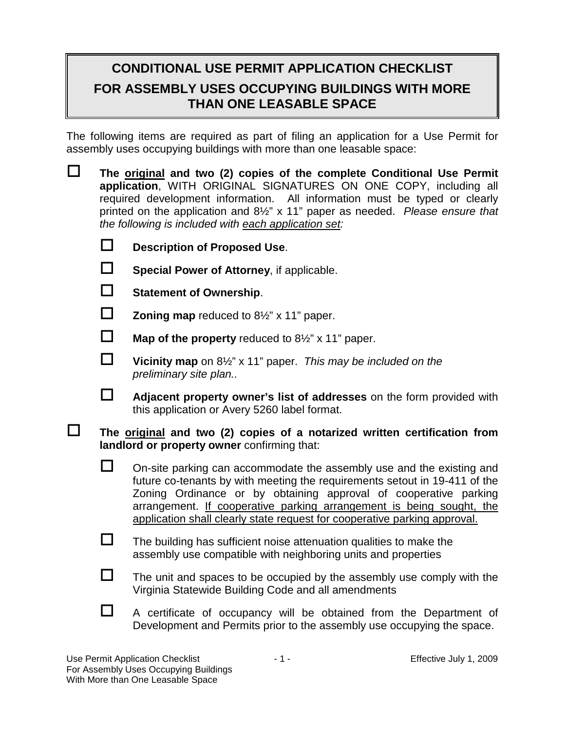# CONDITIONAL USE PERMIT APPLICATION CHECKLIST

## FOR ASSEMBLY USES OCCUPYING BUILDINGS WITH MORE THAN ONE LEASABLE SPACE

The following items are required as part of filing an application for a Use Permit for assembly uses occupying buildings with more than one leasable space:

- ☐ **The original and two (2) copies of the complete Conditional Use Permit application**, WITH ORIGINAL SIGNATURES ON ONE COPY, including all required development information. All information must be typed or clearly printed on the application and 8½" x 11" paper as needed. *Please ensure that the following is included with each application set:*
  - ☐ **Description of Proposed Use**.
  - ☐ **Special Power of Attorney**, if applicable.
  - ☐ **Statement of Ownership**.
  - ☐ **Zoning map** reduced to 8½" x 11" paper.
  - ☐ **Map of the property** reduced to 8½" x 11" paper.
  - ☐ **Vicinity map** on 8½" x 11" paper. *This may be included on the preliminary site plan..*
  - ☐ **Adjacent property owner's list of addresses** on the form provided with this application or Avery 5260 label format.

- ☐ **The original and two (2) copies of a notarized written certification from landlord or property owner** confirming that:
  - ☐ On-site parking can accommodate the assembly use and the existing and future co-tenants by with meeting the requirements setout in 19-411 of the Zoning Ordinance or by obtaining approval of cooperative parking arrangement. If cooperative parking arrangement is being sought, the application shall clearly state request for cooperative parking approval.
  - ☐ The building has sufficient noise attenuation qualities to make the assembly use compatible with neighboring units and properties
  - ☐ The unit and spaces to be occupied by the assembly use comply with the Virginia Statewide Building Code and all amendments
  - ☐ A certificate of occupancy will be obtained from the Department of Development and Permits prior to the assembly use occupying the space.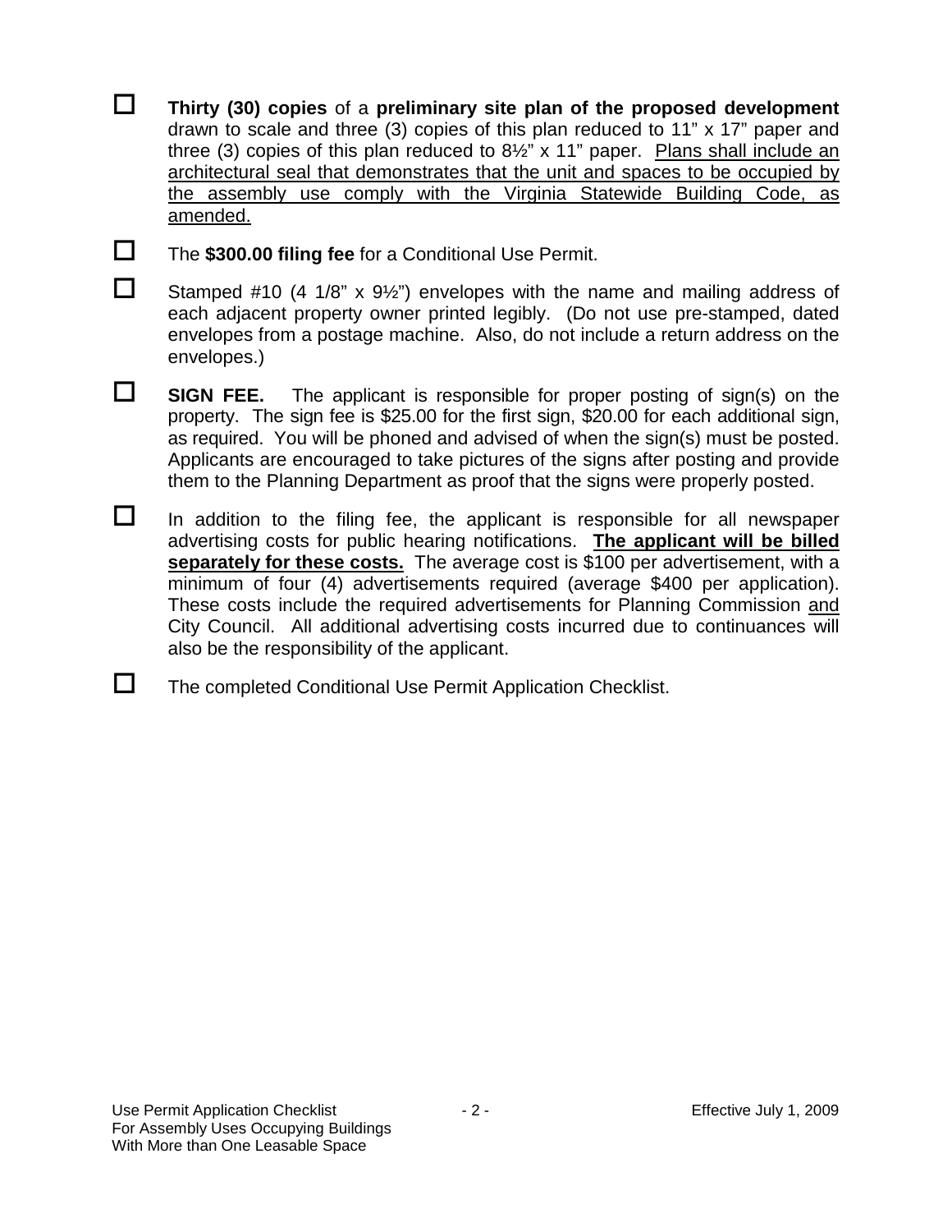- ☐ **Thirty (30) copies** of a **preliminary site plan of the proposed development** drawn to scale and three (3) copies of this plan reduced to 11" x 17" paper and three (3) copies of this plan reduced to 8½" x 11" paper. <u>Plans shall include an architectural seal that demonstrates that the unit and spaces to be occupied by the assembly use comply with the Virginia Statewide Building Code, as amended.</u>

- ☐ The **$300.00 filing fee** for a Conditional Use Permit.

- ☐ Stamped #10 (4 1/8" x 9½") envelopes with the name and mailing address of each adjacent property owner printed legibly. (Do not use pre-stamped, dated envelopes from a postage machine. Also, do not include a return address on the envelopes.)

- ☐ **SIGN FEE.** The applicant is responsible for proper posting of sign(s) on the property. The sign fee is $25.00 for the first sign, $20.00 for each additional sign, as required. You will be phoned and advised of when the sign(s) must be posted. Applicants are encouraged to take pictures of the signs after posting and provide them to the Planning Department as proof that the signs were properly posted.

- ☐ In addition to the filing fee, the applicant is responsible for all newspaper advertising costs for public hearing notifications. <u>**The applicant will be billed separately for these costs.**</u> The average cost is $100 per advertisement, with a minimum of four (4) advertisements required (average $400 per application). These costs include the required advertisements for Planning Commission <u>and</u> City Council. All additional advertising costs incurred due to continuances will also be the responsibility of the applicant.

- ☐ The completed Conditional Use Permit Application Checklist.